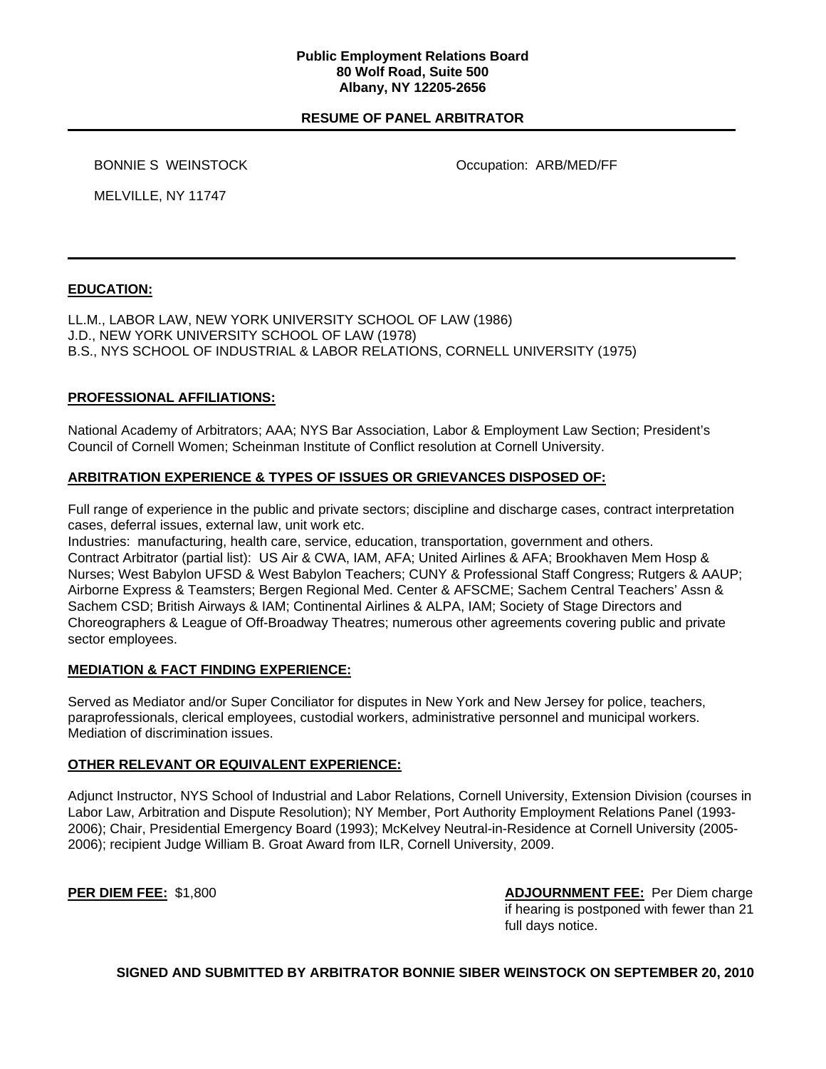**Public Employment Relations Board**
**80 Wolf Road, Suite 500**
**Albany, NY 12205-2656**

## RESUME OF PANEL ARBITRATOR

BONNIE S WEINSTOCK    Occupation: ARB/MED/FF

MELVILLE, NY 11747

---

### EDUCATION:

LL.M., LABOR LAW, NEW YORK UNIVERSITY SCHOOL OF LAW (1986)
J.D., NEW YORK UNIVERSITY SCHOOL OF LAW (1978)
B.S., NYS SCHOOL OF INDUSTRIAL & LABOR RELATIONS, CORNELL UNIVERSITY (1975)

### PROFESSIONAL AFFILIATIONS:

National Academy of Arbitrators; AAA; NYS Bar Association, Labor & Employment Law Section; President's Council of Cornell Women; Scheinman Institute of Conflict resolution at Cornell University.

### ARBITRATION EXPERIENCE & TYPES OF ISSUES OR GRIEVANCES DISPOSED OF:

Full range of experience in the public and private sectors; discipline and discharge cases, contract interpretation cases, deferral issues, external law, unit work etc.
Industries: manufacturing, health care, service, education, transportation, government and others.
Contract Arbitrator (partial list): US Air & CWA, IAM, AFA; United Airlines & AFA; Brookhaven Mem Hosp & Nurses; West Babylon UFSD & West Babylon Teachers; CUNY & Professional Staff Congress; Rutgers & AAUP; Airborne Express & Teamsters; Bergen Regional Med. Center & AFSCME; Sachem Central Teachers' Assn & Sachem CSD; British Airways & IAM; Continental Airlines & ALPA, IAM; Society of Stage Directors and Choreographers & League of Off-Broadway Theatres; numerous other agreements covering public and private sector employees.

### MEDIATION & FACT FINDING EXPERIENCE:

Served as Mediator and/or Super Conciliator for disputes in New York and New Jersey for police, teachers, paraprofessionals, clerical employees, custodial workers, administrative personnel and municipal workers. Mediation of discrimination issues.

### OTHER RELEVANT OR EQUIVALENT EXPERIENCE:

Adjunct Instructor, NYS School of Industrial and Labor Relations, Cornell University, Extension Division (courses in Labor Law, Arbitration and Dispute Resolution); NY Member, Port Authority Employment Relations Panel (1993-2006); Chair, Presidential Emergency Board (1993); McKelvey Neutral-in-Residence at Cornell University (2005-2006); recipient Judge William B. Groat Award from ILR, Cornell University, 2009.

**PER DIEM FEE:** $1,800

**ADJOURNMENT FEE:** Per Diem charge if hearing is postponed with fewer than 21 full days notice.

**SIGNED AND SUBMITTED BY ARBITRATOR BONNIE SIBER WEINSTOCK ON SEPTEMBER 20, 2010**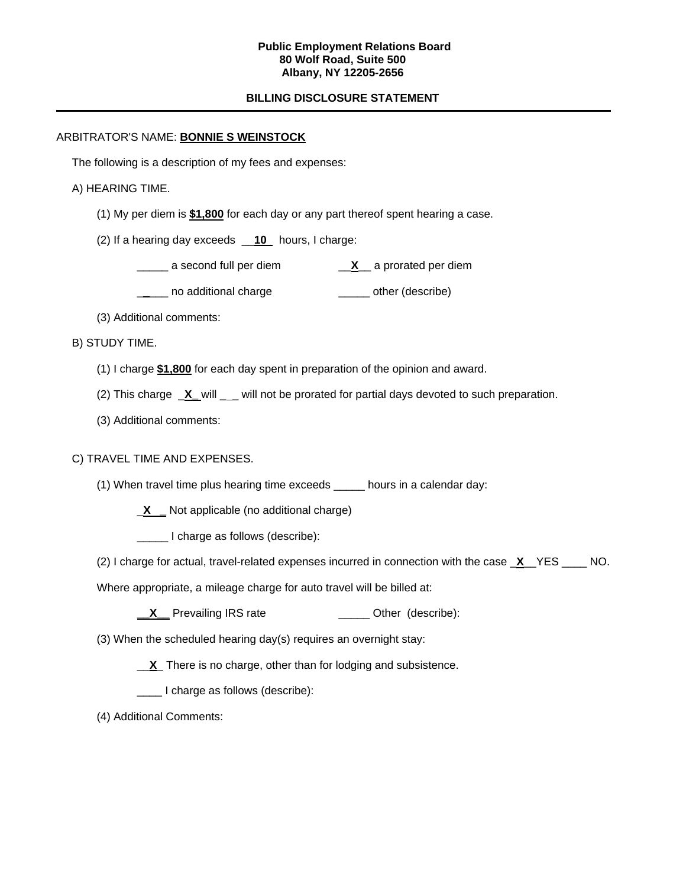**Public Employment Relations Board**
**80 Wolf Road, Suite 500**
**Albany, NY 12205-2656**

**BILLING DISCLOSURE STATEMENT**

---

ARBITRATOR'S NAME: **BONNIE S WEINSTOCK**

The following is a description of my fees and expenses:

A) HEARING TIME.

(1) My per diem is **$1,800** for each day or any part thereof spent hearing a case.

(2) If a hearing day exceeds __**10**__ hours, I charge:

_____ a second full per diem __**X**__ a prorated per diem

_____ no additional charge _____ other (describe)

(3) Additional comments:

B) STUDY TIME.

(1) I charge **$1,800** for each day spent in preparation of the opinion and award.

(2) This charge _**X**_ will ___ will not be prorated for partial days devoted to such preparation.

(3) Additional comments:

C) TRAVEL TIME AND EXPENSES.

(1) When travel time plus hearing time exceeds _____ hours in a calendar day:

_**X**_ Not applicable (no additional charge)

_____ I charge as follows (describe):

(2) I charge for actual, travel-related expenses incurred in connection with the case _**X**__YES ____ NO.

Where appropriate, a mileage charge for auto travel will be billed at:

__**X**__ Prevailing IRS rate _____ Other (describe):

(3) When the scheduled hearing day(s) requires an overnight stay:

__**X**_ There is no charge, other than for lodging and subsistence.

____ I charge as follows (describe):

(4) Additional Comments: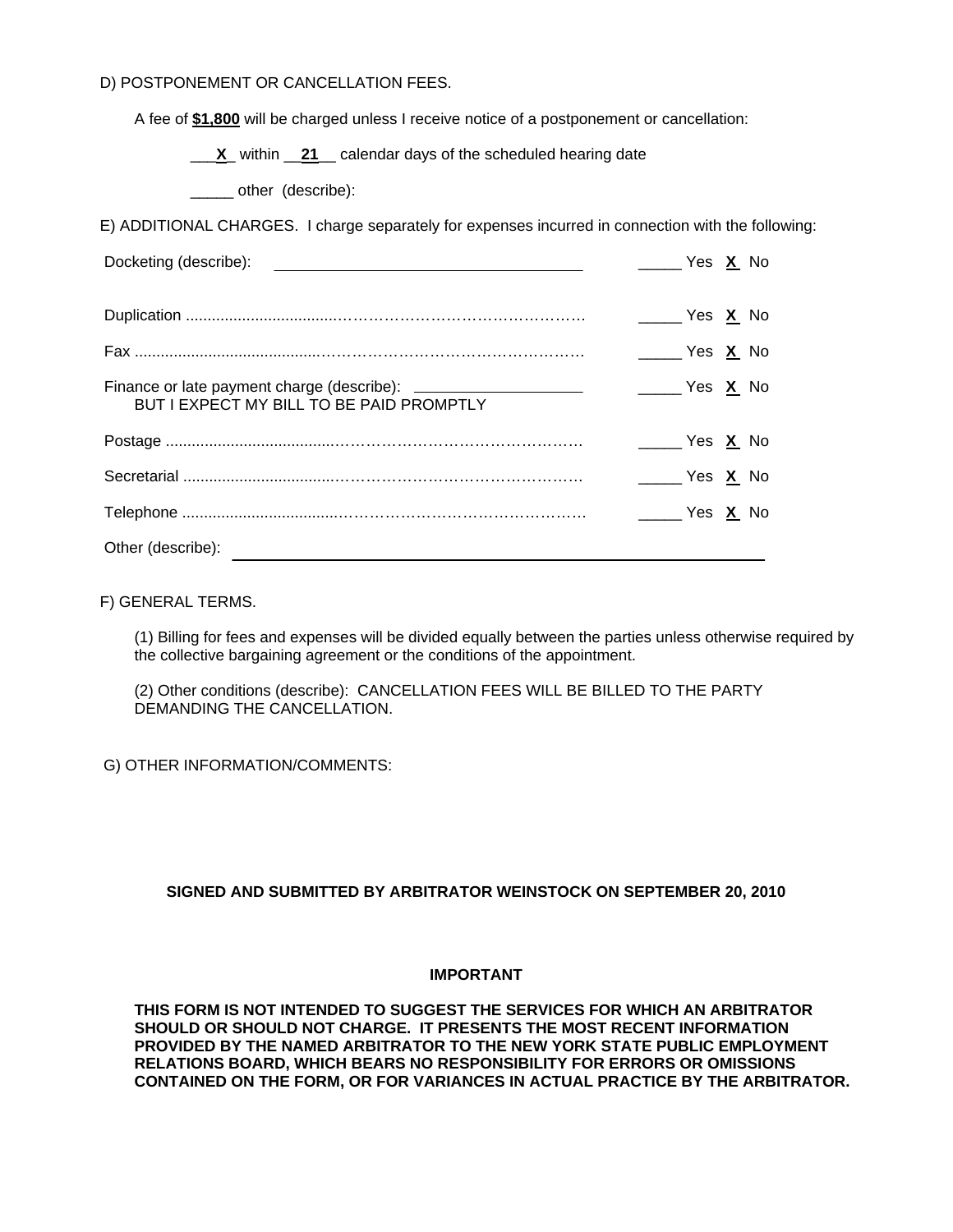D) POSTPONEMENT OR CANCELLATION FEES.

A fee of **$1,800** will be charged unless I receive notice of a postponement or cancellation:

___**X**_ within __**21**__ calendar days of the scheduled hearing date

_____ other (describe):

E) ADDITIONAL CHARGES. I charge separately for expenses incurred in connection with the following:

| | |
|---|---|
| Docketing (describe): ___________________________________ | _____ Yes **X** No |
| Duplication ................................................................ | _____ Yes **X** No |
| Fax ................................................................ | _____ Yes **X** No |
| Finance or late payment charge (describe): ___________________ BUT I EXPECT MY BILL TO BE PAID PROMPTLY | _____ Yes **X** No |
| Postage ................................................................ | _____ Yes **X** No |
| Secretarial ................................................................ | _____ Yes **X** No |
| Telephone ................................................................ | _____ Yes **X** No |
| Other (describe): ___________________________________ | |

F) GENERAL TERMS.

(1) Billing for fees and expenses will be divided equally between the parties unless otherwise required by the collective bargaining agreement or the conditions of the appointment.

(2) Other conditions (describe): CANCELLATION FEES WILL BE BILLED TO THE PARTY DEMANDING THE CANCELLATION.

G) OTHER INFORMATION/COMMENTS:

**SIGNED AND SUBMITTED BY ARBITRATOR WEINSTOCK ON SEPTEMBER 20, 2010**

**IMPORTANT**

**THIS FORM IS NOT INTENDED TO SUGGEST THE SERVICES FOR WHICH AN ARBITRATOR SHOULD OR SHOULD NOT CHARGE. IT PRESENTS THE MOST RECENT INFORMATION PROVIDED BY THE NAMED ARBITRATOR TO THE NEW YORK STATE PUBLIC EMPLOYMENT RELATIONS BOARD, WHICH BEARS NO RESPONSIBILITY FOR ERRORS OR OMISSIONS CONTAINED ON THE FORM, OR FOR VARIANCES IN ACTUAL PRACTICE BY THE ARBITRATOR.**